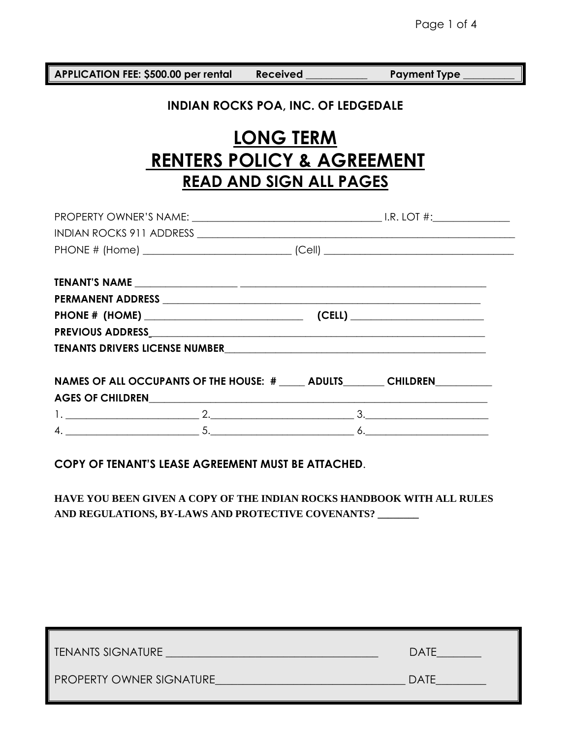**APPLICATION FEE: $500.00 per rental** **Received ___________** **Payment Type _________**

**INDIAN ROCKS POA, INC. OF LEDGEDALE**

# LONG TERM RENTERS POLICY & AGREEMENT

## READ AND SIGN ALL PAGES

PROPERTY OWNER'S NAME: ___________________________________ I.R. LOT #:______________

INDIAN ROCKS 911 ADDRESS ___________________________________________________________

PHONE # (Home) ___________________________ (Cell) ___________________________________

**TENANT'S NAME** __________________ ______________________________________________

**PERMANENT ADDRESS** ______________________________________________________________

**PHONE # (HOME)** ____________________________ **(CELL)** ________________________

**PREVIOUS ADDRESS**________________________________________________________________

**TENANTS DRIVERS LICENSE NUMBER**_________________________________________________

**NAMES OF ALL OCCUPANTS OF THE HOUSE: #** _____ **ADULTS**_______ **CHILDREN**__________

**AGES OF CHILDREN**________________________________________________________________

1. ________________________ 2.__________________________ 3.______________________

4. ________________________ 5.__________________________ 6.______________________

**COPY OF TENANT'S LEASE AGREEMENT MUST BE ATTACHED**.

**HAVE YOU BEEN GIVEN A COPY OF THE INDIAN ROCKS HANDBOOK WITH ALL RULES AND REGULATIONS, BY-LAWS AND PROTECTIVE COVENANTS? _______**

TENANTS SIGNATURE _____________________________________ DATE_______

PROPERTY OWNER SIGNATURE_________________________________ DATE________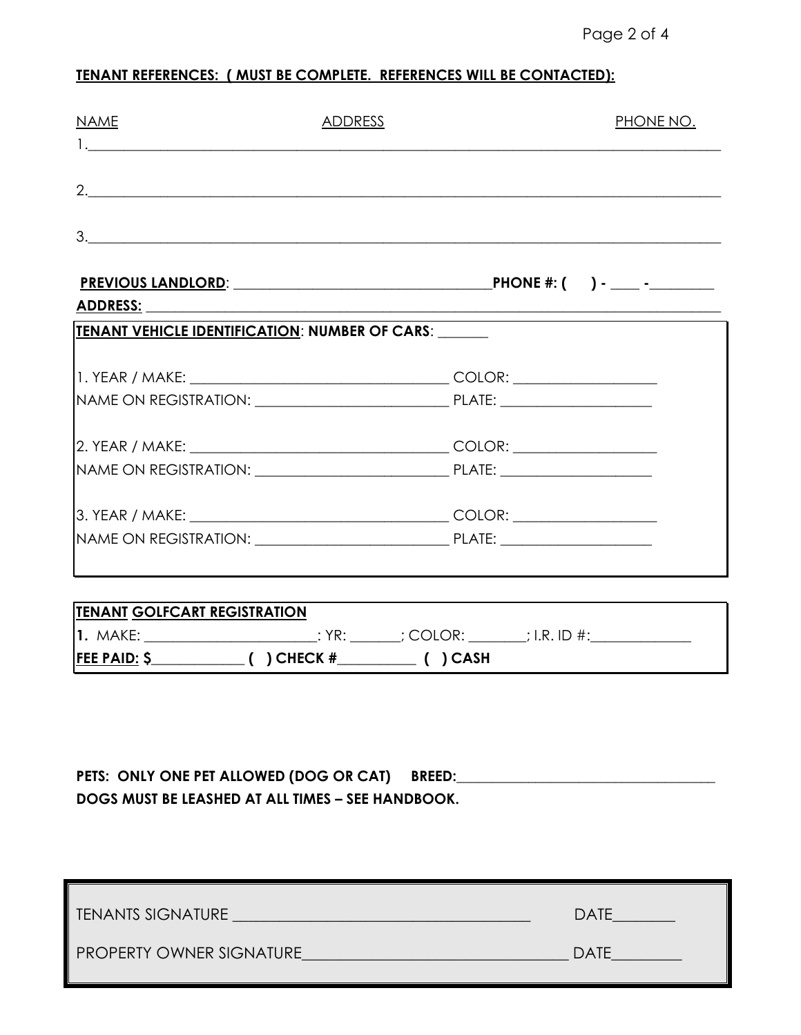**TENANT REFERENCES: ( MUST BE COMPLETE. REFERENCES WILL BE CONTACTED):**

| NAME | ADDRESS | PHONE NO. |
|---|---|---|
| 1.____________________ | ____________________ | ____________ |
| 2.____________________ | ____________________ | ____________ |
| 3.____________________ | ____________________ | ____________ |

**PREVIOUS LANDLORD**: ___________________________________ **PHONE #: (    ) - ____ -________**

**ADDRESS:** ___________________________________________________________________

**TENANT VEHICLE IDENTIFICATION**: **NUMBER OF CARS**: _______

1. YEAR / MAKE: ___________________________________ COLOR: ___________________

NAME ON REGISTRATION: _________________________ PLATE: ____________________

2. YEAR / MAKE: ___________________________________ COLOR: ___________________

NAME ON REGISTRATION: _________________________ PLATE: ____________________

3. YEAR / MAKE: ___________________________________ COLOR: ___________________

NAME ON REGISTRATION: _________________________ PLATE: ____________________

**TENANT GOLFCART REGISTRATION**

**1.** MAKE: _______________________: YR: _______; COLOR: ________; I.R. ID #:_____________

**FEE PAID: $____________ (   ) CHECK #__________ (   ) CASH**

**PETS: ONLY ONE PET ALLOWED (DOG OR CAT) BREED:___________________________________**

**DOGS MUST BE LEASHED AT ALL TIMES – SEE HANDBOOK.**

TENANTS SIGNATURE _____________________________________ DATE________

PROPERTY OWNER SIGNATURE_________________________________ DATE_________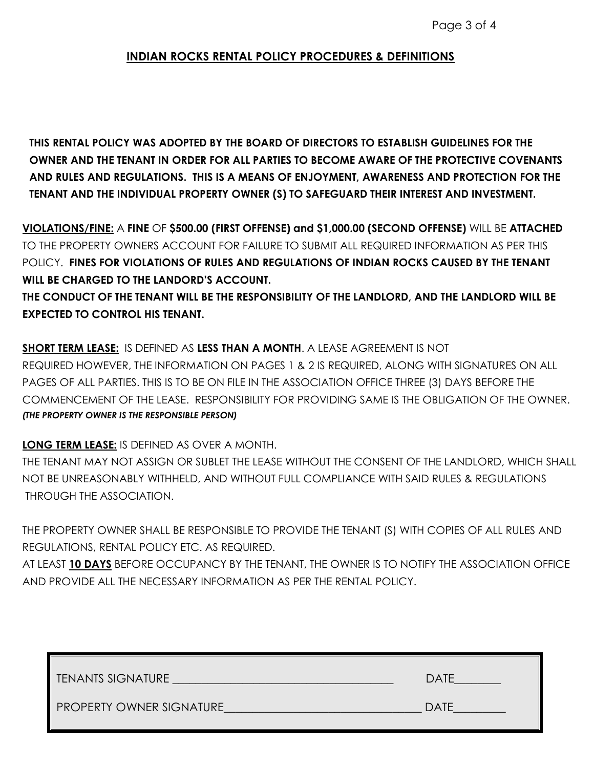## INDIAN ROCKS RENTAL POLICY PROCEDURES & DEFINITIONS

**THIS RENTAL POLICY WAS ADOPTED BY THE BOARD OF DIRECTORS TO ESTABLISH GUIDELINES FOR THE OWNER AND THE TENANT IN ORDER FOR ALL PARTIES TO BECOME AWARE OF THE PROTECTIVE COVENANTS AND RULES AND REGULATIONS. THIS IS A MEANS OF ENJOYMENT, AWARENESS AND PROTECTION FOR THE TENANT AND THE INDIVIDUAL PROPERTY OWNER (S) TO SAFEGUARD THEIR INTEREST AND INVESTMENT.**

**VIOLATIONS/FINE:** A **FINE** OF **$500.00 (FIRST OFFENSE) and $1,000.00 (SECOND OFFENSE)** WILL BE **ATTACHED** TO THE PROPERTY OWNERS ACCOUNT FOR FAILURE TO SUBMIT ALL REQUIRED INFORMATION AS PER THIS POLICY. **FINES FOR VIOLATIONS OF RULES AND REGULATIONS OF INDIAN ROCKS CAUSED BY THE TENANT WILL BE CHARGED TO THE LANDORD'S ACCOUNT.**

**THE CONDUCT OF THE TENANT WILL BE THE RESPONSIBILITY OF THE LANDLORD, AND THE LANDLORD WILL BE EXPECTED TO CONTROL HIS TENANT.**

**SHORT TERM LEASE:** IS DEFINED AS **LESS THAN A MONTH**. A LEASE AGREEMENT IS NOT REQUIRED HOWEVER, THE INFORMATION ON PAGES 1 & 2 IS REQUIRED, ALONG WITH SIGNATURES ON ALL PAGES OF ALL PARTIES. THIS IS TO BE ON FILE IN THE ASSOCIATION OFFICE THREE (3) DAYS BEFORE THE COMMENCEMENT OF THE LEASE. RESPONSIBILITY FOR PROVIDING SAME IS THE OBLIGATION OF THE OWNER. ***(THE PROPERTY OWNER IS THE RESPONSIBLE PERSON)***

**LONG TERM LEASE:** IS DEFINED AS OVER A MONTH.

THE TENANT MAY NOT ASSIGN OR SUBLET THE LEASE WITHOUT THE CONSENT OF THE LANDLORD, WHICH SHALL NOT BE UNREASONABLY WITHHELD, AND WITHOUT FULL COMPLIANCE WITH SAID RULES & REGULATIONS THROUGH THE ASSOCIATION.

THE PROPERTY OWNER SHALL BE RESPONSIBLE TO PROVIDE THE TENANT (S) WITH COPIES OF ALL RULES AND REGULATIONS, RENTAL POLICY ETC. AS REQUIRED.

AT LEAST **10 DAYS** BEFORE OCCUPANCY BY THE TENANT, THE OWNER IS TO NOTIFY THE ASSOCIATION OFFICE AND PROVIDE ALL THE NECESSARY INFORMATION AS PER THE RENTAL POLICY.

TENANTS SIGNATURE ____________________________________ DATE________

PROPERTY OWNER SIGNATURE________________________________ DATE_________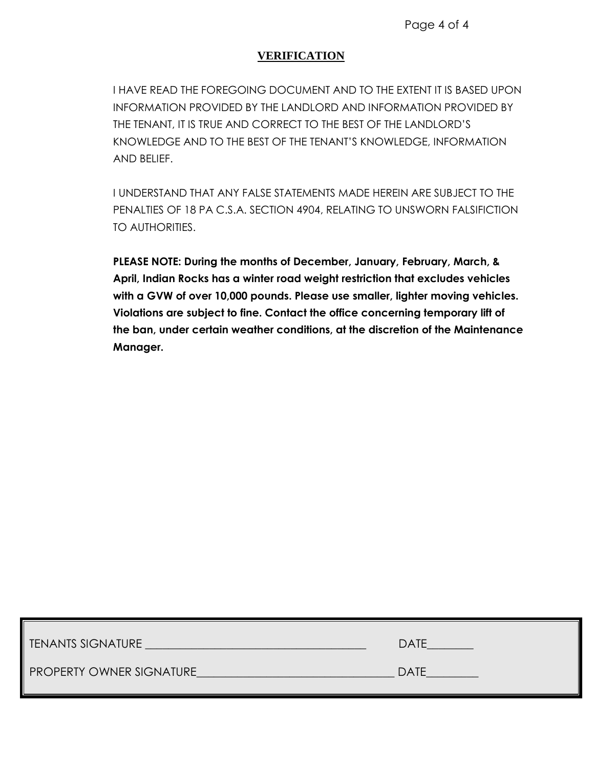## VERIFICATION

I HAVE READ THE FOREGOING DOCUMENT AND TO THE EXTENT IT IS BASED UPON INFORMATION PROVIDED BY THE LANDLORD AND INFORMATION PROVIDED BY THE TENANT, IT IS TRUE AND CORRECT TO THE BEST OF THE LANDLORD'S KNOWLEDGE AND TO THE BEST OF THE TENANT'S KNOWLEDGE, INFORMATION AND BELIEF.

I UNDERSTAND THAT ANY FALSE STATEMENTS MADE HEREIN ARE SUBJECT TO THE PENALTIES OF 18 PA C.S.A. SECTION 4904, RELATING TO UNSWORN FALSIFICTION TO AUTHORITIES.

**PLEASE NOTE: During the months of December, January, February, March, & April, Indian Rocks has a winter road weight restriction that excludes vehicles with a GVW of over 10,000 pounds. Please use smaller, lighter moving vehicles. Violations are subject to fine. Contact the office concerning temporary lift of the ban, under certain weather conditions, at the discretion of the Maintenance Manager.**

TENANTS SIGNATURE ____________________________________ DATE________

PROPERTY OWNER SIGNATURE________________________________ DATE_________